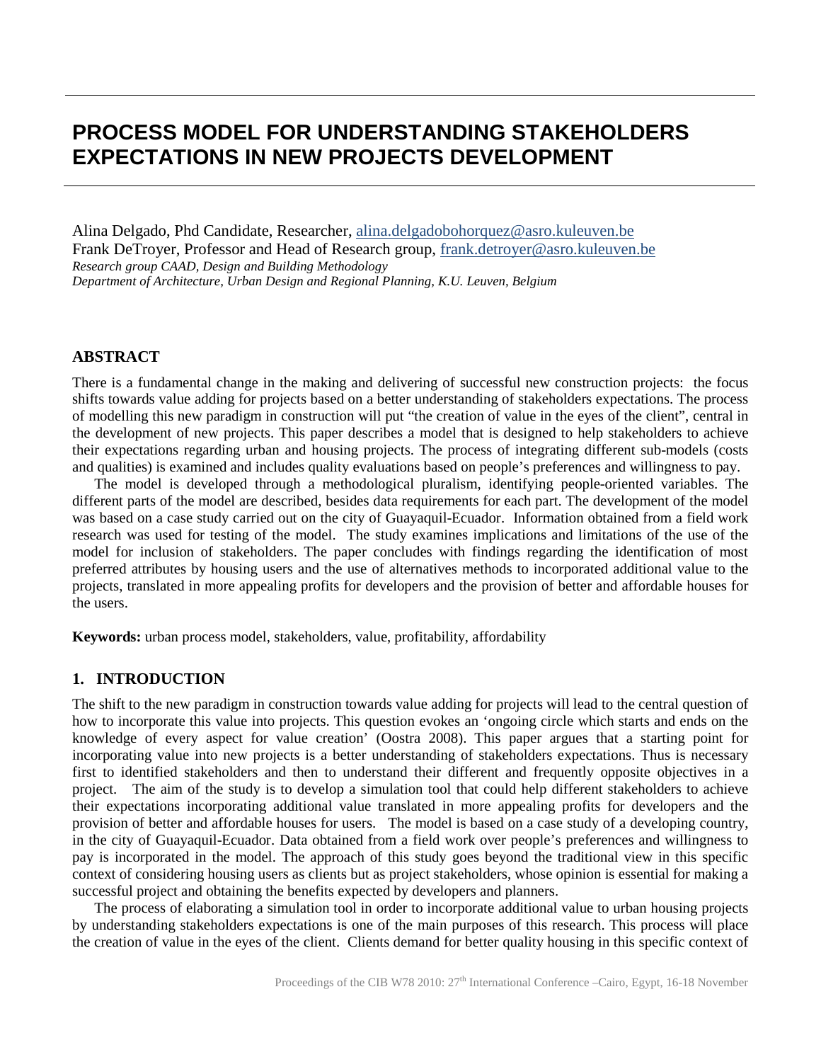# PROCESS MODEL FOR UNDERSTANDING STAKEHOLDERS EXPECTATIONS IN NEW PROJECTS DEVELOPMENT

Alina Delgado, Phd Candidate, Researcher, alina.delgadobohorquez@asro.kuleuven.be
Frank DeTroyer, Professor and Head of Research group, frank.detroyer@asro.kuleuven.be
*Research group CAAD, Design and Building Methodology*
*Department of Architecture, Urban Design and Regional Planning, K.U. Leuven, Belgium*

## ABSTRACT

There is a fundamental change in the making and delivering of successful new construction projects: the focus shifts towards value adding for projects based on a better understanding of stakeholders expectations. The process of modelling this new paradigm in construction will put "the creation of value in the eyes of the client", central in the development of new projects. This paper describes a model that is designed to help stakeholders to achieve their expectations regarding urban and housing projects. The process of integrating different sub-models (costs and qualities) is examined and includes quality evaluations based on people's preferences and willingness to pay.

The model is developed through a methodological pluralism, identifying people-oriented variables. The different parts of the model are described, besides data requirements for each part. The development of the model was based on a case study carried out on the city of Guayaquil-Ecuador. Information obtained from a field work research was used for testing of the model. The study examines implications and limitations of the use of the model for inclusion of stakeholders. The paper concludes with findings regarding the identification of most preferred attributes by housing users and the use of alternatives methods to incorporated additional value to the projects, translated in more appealing profits for developers and the provision of better and affordable houses for the users.

**Keywords:** urban process model, stakeholders, value, profitability, affordability

## 1. INTRODUCTION

The shift to the new paradigm in construction towards value adding for projects will lead to the central question of how to incorporate this value into projects. This question evokes an 'ongoing circle which starts and ends on the knowledge of every aspect for value creation' (Oostra 2008). This paper argues that a starting point for incorporating value into new projects is a better understanding of stakeholders expectations. Thus is necessary first to identified stakeholders and then to understand their different and frequently opposite objectives in a project. The aim of the study is to develop a simulation tool that could help different stakeholders to achieve their expectations incorporating additional value translated in more appealing profits for developers and the provision of better and affordable houses for users. The model is based on a case study of a developing country, in the city of Guayaquil-Ecuador. Data obtained from a field work over people's preferences and willingness to pay is incorporated in the model. The approach of this study goes beyond the traditional view in this specific context of considering housing users as clients but as project stakeholders, whose opinion is essential for making a successful project and obtaining the benefits expected by developers and planners.

The process of elaborating a simulation tool in order to incorporate additional value to urban housing projects by understanding stakeholders expectations is one of the main purposes of this research. This process will place the creation of value in the eyes of the client. Clients demand for better quality housing in this specific context of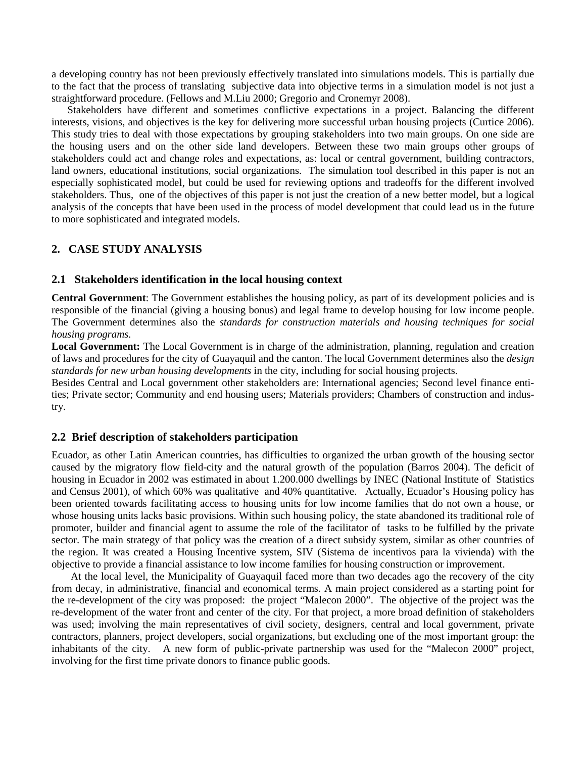a developing country has not been previously effectively translated into simulations models. This is partially due to the fact that the process of translating subjective data into objective terms in a simulation model is not just a straightforward procedure. (Fellows and M.Liu 2000; Gregorio and Cronemyr 2008).

Stakeholders have different and sometimes conflictive expectations in a project. Balancing the different interests, visions, and objectives is the key for delivering more successful urban housing projects (Curtice 2006). This study tries to deal with those expectations by grouping stakeholders into two main groups. On one side are the housing users and on the other side land developers. Between these two main groups other groups of stakeholders could act and change roles and expectations, as: local or central government, building contractors, land owners, educational institutions, social organizations. The simulation tool described in this paper is not an especially sophisticated model, but could be used for reviewing options and tradeoffs for the different involved stakeholders. Thus, one of the objectives of this paper is not just the creation of a new better model, but a logical analysis of the concepts that have been used in the process of model development that could lead us in the future to more sophisticated and integrated models.

## 2. CASE STUDY ANALYSIS

### 2.1 Stakeholders identification in the local housing context

**Central Government**: The Government establishes the housing policy, as part of its development policies and is responsible of the financial (giving a housing bonus) and legal frame to develop housing for low income people. The Government determines also the *standards for construction materials and housing techniques for social housing programs.*

**Local Government:** The Local Government is in charge of the administration, planning, regulation and creation of laws and procedures for the city of Guayaquil and the canton. The local Government determines also the *design standards for new urban housing developments* in the city, including for social housing projects.

Besides Central and Local government other stakeholders are: International agencies; Second level finance entities; Private sector; Community and end housing users; Materials providers; Chambers of construction and industry.

### 2.2 Brief description of stakeholders participation

Ecuador, as other Latin American countries, has difficulties to organized the urban growth of the housing sector caused by the migratory flow field-city and the natural growth of the population (Barros 2004). The deficit of housing in Ecuador in 2002 was estimated in about 1.200.000 dwellings by INEC (National Institute of Statistics and Census 2001), of which 60% was qualitative and 40% quantitative. Actually, Ecuador's Housing policy has been oriented towards facilitating access to housing units for low income families that do not own a house, or whose housing units lacks basic provisions. Within such housing policy, the state abandoned its traditional role of promoter, builder and financial agent to assume the role of the facilitator of tasks to be fulfilled by the private sector. The main strategy of that policy was the creation of a direct subsidy system, similar as other countries of the region. It was created a Housing Incentive system, SIV (Sistema de incentivos para la vivienda) with the objective to provide a financial assistance to low income families for housing construction or improvement.

At the local level, the Municipality of Guayaquil faced more than two decades ago the recovery of the city from decay, in administrative, financial and economical terms. A main project considered as a starting point for the re-development of the city was proposed: the project "Malecon 2000". The objective of the project was the re-development of the water front and center of the city. For that project, a more broad definition of stakeholders was used; involving the main representatives of civil society, designers, central and local government, private contractors, planners, project developers, social organizations, but excluding one of the most important group: the inhabitants of the city. A new form of public-private partnership was used for the "Malecon 2000" project, involving for the first time private donors to finance public goods.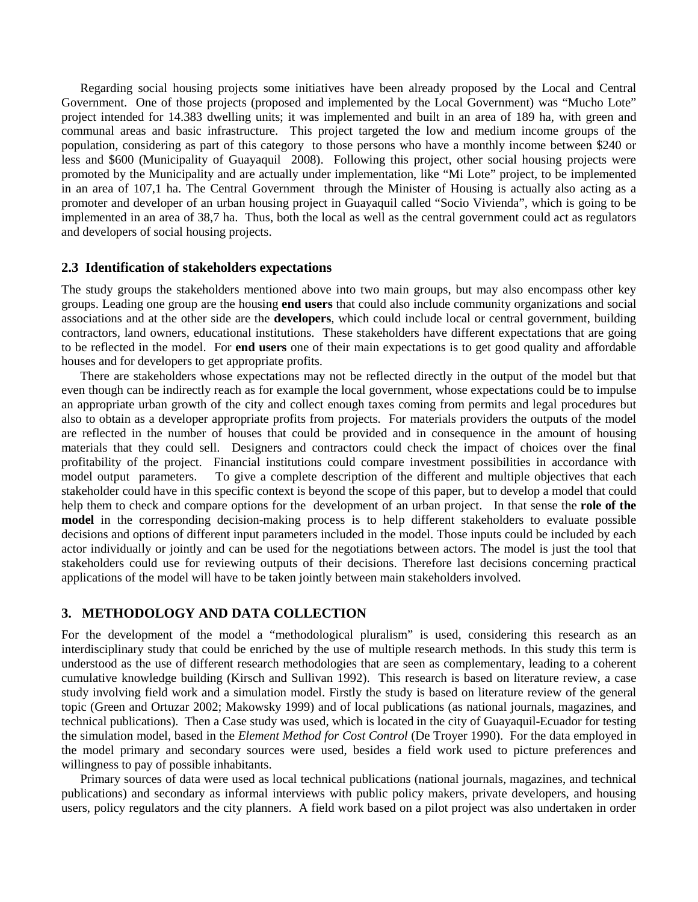Regarding social housing projects some initiatives have been already proposed by the Local and Central Government. One of those projects (proposed and implemented by the Local Government) was “Mucho Lote” project intended for 14.383 dwelling units; it was implemented and built in an area of 189 ha, with green and communal areas and basic infrastructure. This project targeted the low and medium income groups of the population, considering as part of this category to those persons who have a monthly income between $240 or less and $600 (Municipality of Guayaquil 2008). Following this project, other social housing projects were promoted by the Municipality and are actually under implementation, like “Mi Lote” project, to be implemented in an area of 107,1 ha. The Central Government through the Minister of Housing is actually also acting as a promoter and developer of an urban housing project in Guayaquil called “Socio Vivienda”, which is going to be implemented in an area of 38,7 ha. Thus, both the local as well as the central government could act as regulators and developers of social housing projects.

### 2.3 Identification of stakeholders expectations

The study groups the stakeholders mentioned above into two main groups, but may also encompass other key groups. Leading one group are the housing **end users** that could also include community organizations and social associations and at the other side are the **developers**, which could include local or central government, building contractors, land owners, educational institutions. These stakeholders have different expectations that are going to be reflected in the model. For **end users** one of their main expectations is to get good quality and affordable houses and for developers to get appropriate profits.

There are stakeholders whose expectations may not be reflected directly in the output of the model but that even though can be indirectly reach as for example the local government, whose expectations could be to impulse an appropriate urban growth of the city and collect enough taxes coming from permits and legal procedures but also to obtain as a developer appropriate profits from projects. For materials providers the outputs of the model are reflected in the number of houses that could be provided and in consequence in the amount of housing materials that they could sell. Designers and contractors could check the impact of choices over the final profitability of the project. Financial institutions could compare investment possibilities in accordance with model output parameters. To give a complete description of the different and multiple objectives that each stakeholder could have in this specific context is beyond the scope of this paper, but to develop a model that could help them to check and compare options for the development of an urban project. In that sense the **role of the model** in the corresponding decision-making process is to help different stakeholders to evaluate possible decisions and options of different input parameters included in the model. Those inputs could be included by each actor individually or jointly and can be used for the negotiations between actors. The model is just the tool that stakeholders could use for reviewing outputs of their decisions. Therefore last decisions concerning practical applications of the model will have to be taken jointly between main stakeholders involved.

## 3. METHODOLOGY AND DATA COLLECTION

For the development of the model a “methodological pluralism” is used, considering this research as an interdisciplinary study that could be enriched by the use of multiple research methods. In this study this term is understood as the use of different research methodologies that are seen as complementary, leading to a coherent cumulative knowledge building (Kirsch and Sullivan 1992). This research is based on literature review, a case study involving field work and a simulation model. Firstly the study is based on literature review of the general topic (Green and Ortuzar 2002; Makowsky 1999) and of local publications (as national journals, magazines, and technical publications). Then a Case study was used, which is located in the city of Guayaquil-Ecuador for testing the simulation model, based in the *Element Method for Cost Control* (De Troyer 1990). For the data employed in the model primary and secondary sources were used, besides a field work used to picture preferences and willingness to pay of possible inhabitants.

Primary sources of data were used as local technical publications (national journals, magazines, and technical publications) and secondary as informal interviews with public policy makers, private developers, and housing users, policy regulators and the city planners. A field work based on a pilot project was also undertaken in order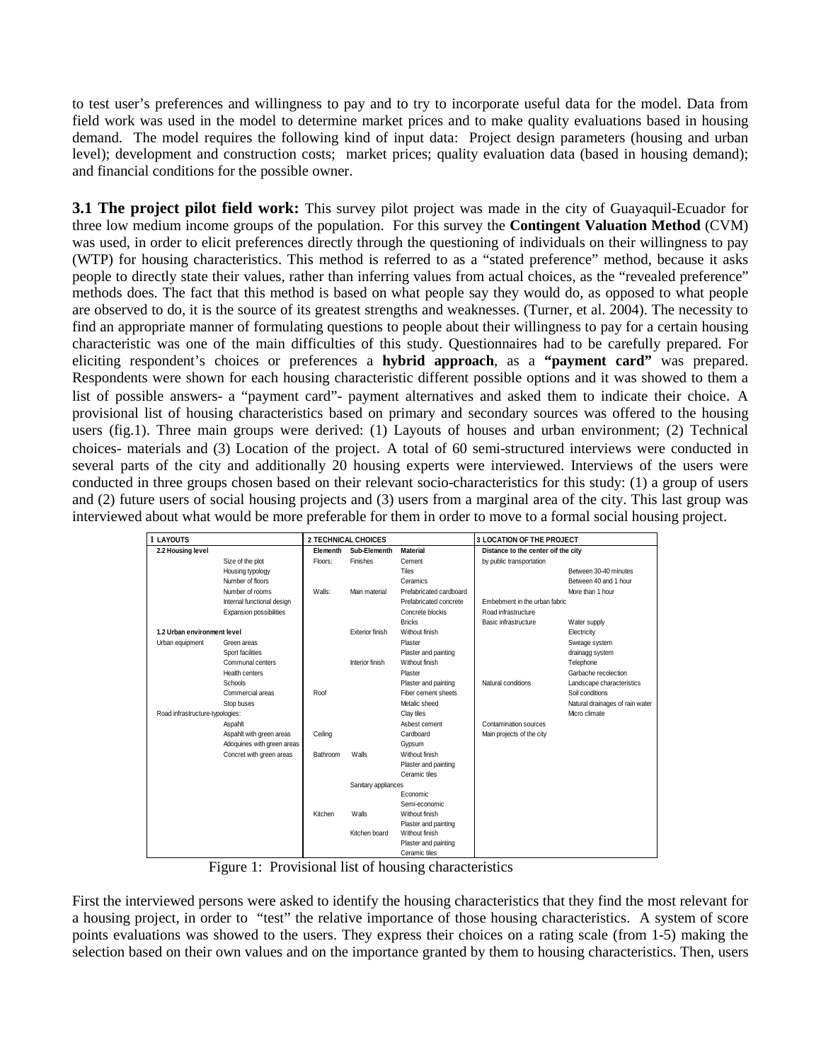to test user's preferences and willingness to pay and to try to incorporate useful data for the model. Data from field work was used in the model to determine market prices and to make quality evaluations based in housing demand. The model requires the following kind of input data: Project design parameters (housing and urban level); development and construction costs; market prices; quality evaluation data (based in housing demand); and financial conditions for the possible owner.

**3.1 The project pilot field work:** This survey pilot project was made in the city of Guayaquil-Ecuador for three low medium income groups of the population. For this survey the **Contingent Valuation Method** (CVM) was used, in order to elicit preferences directly through the questioning of individuals on their willingness to pay (WTP) for housing characteristics. This method is referred to as a "stated preference" method, because it asks people to directly state their values, rather than inferring values from actual choices, as the "revealed preference" methods does. The fact that this method is based on what people say they would do, as opposed to what people are observed to do, it is the source of its greatest strengths and weaknesses. (Turner, et al. 2004). The necessity to find an appropriate manner of formulating questions to people about their willingness to pay for a certain housing characteristic was one of the main difficulties of this study. Questionnaires had to be carefully prepared. For eliciting respondent's choices or preferences a **hybrid approach**, as a **"payment card"** was prepared. Respondents were shown for each housing characteristic different possible options and it was showed to them a list of possible answers- a "payment card"- payment alternatives and asked them to indicate their choice. A provisional list of housing characteristics based on primary and secondary sources was offered to the housing users (fig.1). Three main groups were derived: (1) Layouts of houses and urban environment; (2) Technical choices- materials and (3) Location of the project. A total of 60 semi-structured interviews were conducted in several parts of the city and additionally 20 housing experts were interviewed. Interviews of the users were conducted in three groups chosen based on their relevant socio-characteristics for this study: (1) a group of users and (2) future users of social housing projects and (3) users from a marginal area of the city. This last group was interviewed about what would be more preferable for them in order to move to a formal social housing project.

| 1 LAYOUTS | | 2 TECHNICAL CHOICES | | | 3 LOCATION OF THE PROJECT | |
|---|---|---|---|---|---|---|
| 2.2 Housing level | | Elementh | Sub-Elementh | Material | Distance to the center oif the city | |
| | Size of the plot | Floors: | Finishes | Cement | by public transportation | |
| | Housing typology | | | Tiles | | Between 30-40 minutes |
| | Number of floors | | | Ceramics | | Between 40 and 1 hour |
| | Number of rooms | Walls: | Main material | Prefabricated cardboard | | More than 1 hour |
| | Internal functional design | | | Prefabricated concrete | Embebment in the urban fabric | |
| | Expansion possibilities | | | Concrete blockis | Road infrastructure | |
| | | | | Bricks | Basic infrastructure | Water supply |
| 1.2 Urban environment level | | | Exterior finish | Without finish | | Electricity |
| Urban equipment | Green areas | | | Plaster | | Sweage system |
| | Sport facilities | | | Plaster and painting | | drainagg system |
| | Communal centers | | Interior finish | Without finish | | Telephone |
| | Health centers | | | Plaster | | Garbache recolection |
| | Schools | | | Plaster and painting | Natural conditions | Landscape characteristics |
| | Commercial areas | Roof | | Fiber cement sheets | | Soil conditions |
| | Stop buses | | | Metalic sheed | | Natural drainages of rain water |
| Road infrastructure-typologies: | | | | Clay tiles | | Micro climate |
| | Aspahlt | | | Asbest cement | Contamination sources | |
| | Aspahlt with green areas | Ceiling | | Cardboard | Main projects of the city | |
| | Adoquines with green areas | | | Gypsum | | |
| | Concret with green areas | Bathroom | Walls | Without finish | | |
| | | | | Plaster and painting | | |
| | | | | Ceramic tiles | | |
| | | | Sanitary appliances | | | |
| | | | | Economic | | |
| | | | | Semi-economic | | |
| | | Kitchen | Walls | Without finish | | |
| | | | | Plaster and painting | | |
| | | | Kitchen board | Without finish | | |
| | | | | Plaster and painting | | |
| | | | | Ceramic tiles | | |

Figure 1: Provisional list of housing characteristics

First the interviewed persons were asked to identify the housing characteristics that they find the most relevant for a housing project, in order to "test" the relative importance of those housing characteristics. A system of score points evaluations was showed to the users. They express their choices on a rating scale (from 1-5) making the selection based on their own values and on the importance granted by them to housing characteristics. Then, users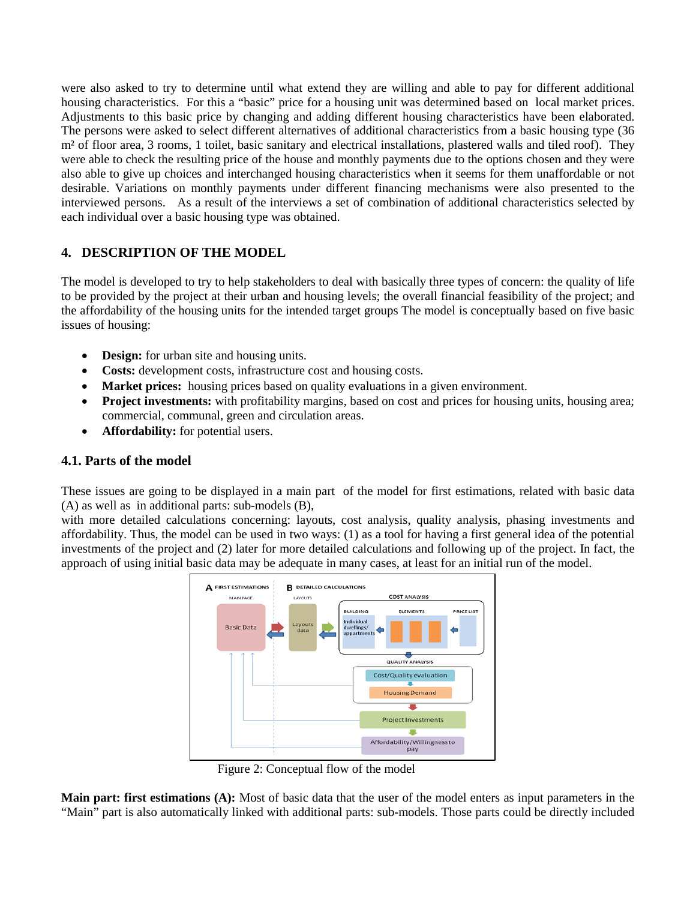were also asked to try to determine until what extend they are willing and able to pay for different additional housing characteristics. For this a "basic" price for a housing unit was determined based on local market prices. Adjustments to this basic price by changing and adding different housing characteristics have been elaborated. The persons were asked to select different alternatives of additional characteristics from a basic housing type (36 m² of floor area, 3 rooms, 1 toilet, basic sanitary and electrical installations, plastered walls and tiled roof). They were able to check the resulting price of the house and monthly payments due to the options chosen and they were also able to give up choices and interchanged housing characteristics when it seems for them unaffordable or not desirable. Variations on monthly payments under different financing mechanisms were also presented to the interviewed persons. As a result of the interviews a set of combination of additional characteristics selected by each individual over a basic housing type was obtained.

## 4. DESCRIPTION OF THE MODEL

The model is developed to try to help stakeholders to deal with basically three types of concern: the quality of life to be provided by the project at their urban and housing levels; the overall financial feasibility of the project; and the affordability of the housing units for the intended target groups The model is conceptually based on five basic issues of housing:

- **Design:** for urban site and housing units.
- **Costs:** development costs, infrastructure cost and housing costs.
- **Market prices:** housing prices based on quality evaluations in a given environment.
- **Project investments:** with profitability margins, based on cost and prices for housing units, housing area; commercial, communal, green and circulation areas.
- **Affordability:** for potential users.

### 4.1. Parts of the model

These issues are going to be displayed in a main part of the model for first estimations, related with basic data (A) as well as in additional parts: sub-models (B),
with more detailed calculations concerning: layouts, cost analysis, quality analysis, phasing investments and affordability. Thus, the model can be used in two ways: (1) as a tool for having a first general idea of the potential investments of the project and (2) later for more detailed calculations and following up of the project. In fact, the approach of using initial basic data may be adequate in many cases, at least for an initial run of the model.

Figure 2: Conceptual flow of the model

**Main part: first estimations (A):** Most of basic data that the user of the model enters as input parameters in the "Main" part is also automatically linked with additional parts: sub-models. Those parts could be directly included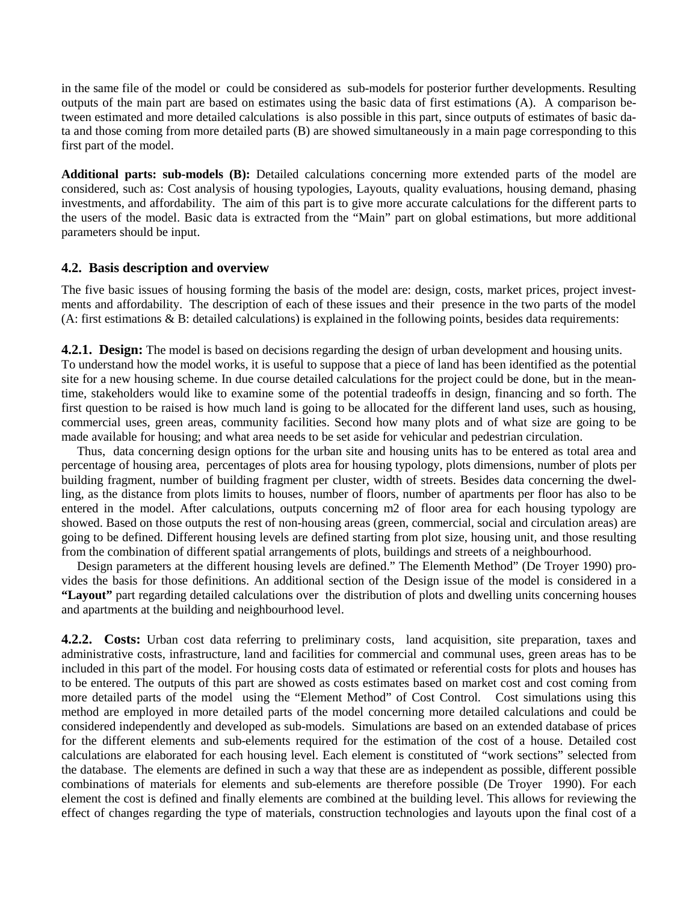in the same file of the model or could be considered as sub-models for posterior further developments. Resulting outputs of the main part are based on estimates using the basic data of first estimations (A). A comparison between estimated and more detailed calculations is also possible in this part, since outputs of estimates of basic data and those coming from more detailed parts (B) are showed simultaneously in a main page corresponding to this first part of the model.

**Additional parts: sub-models (B):** Detailed calculations concerning more extended parts of the model are considered, such as: Cost analysis of housing typologies, Layouts, quality evaluations, housing demand, phasing investments, and affordability. The aim of this part is to give more accurate calculations for the different parts to the users of the model. Basic data is extracted from the "Main" part on global estimations, but more additional parameters should be input.

### 4.2. Basis description and overview

The five basic issues of housing forming the basis of the model are: design, costs, market prices, project investments and affordability. The description of each of these issues and their presence in the two parts of the model (A: first estimations & B: detailed calculations) is explained in the following points, besides data requirements:

**4.2.1. Design:** The model is based on decisions regarding the design of urban development and housing units. To understand how the model works, it is useful to suppose that a piece of land has been identified as the potential site for a new housing scheme. In due course detailed calculations for the project could be done, but in the meantime, stakeholders would like to examine some of the potential tradeoffs in design, financing and so forth. The first question to be raised is how much land is going to be allocated for the different land uses, such as housing, commercial uses, green areas, community facilities. Second how many plots and of what size are going to be made available for housing; and what area needs to be set aside for vehicular and pedestrian circulation.

Thus, data concerning design options for the urban site and housing units has to be entered as total area and percentage of housing area, percentages of plots area for housing typology, plots dimensions, number of plots per building fragment, number of building fragment per cluster, width of streets. Besides data concerning the dwelling, as the distance from plots limits to houses, number of floors, number of apartments per floor has also to be entered in the model. After calculations, outputs concerning m2 of floor area for each housing typology are showed. Based on those outputs the rest of non-housing areas (green, commercial, social and circulation areas) are going to be defined. Different housing levels are defined starting from plot size, housing unit, and those resulting from the combination of different spatial arrangements of plots, buildings and streets of a neighbourhood.

Design parameters at the different housing levels are defined." The Elementh Method" (De Troyer 1990) provides the basis for those definitions. An additional section of the Design issue of the model is considered in a **"Layout"** part regarding detailed calculations over the distribution of plots and dwelling units concerning houses and apartments at the building and neighbourhood level.

**4.2.2. Costs:** Urban cost data referring to preliminary costs, land acquisition, site preparation, taxes and administrative costs, infrastructure, land and facilities for commercial and communal uses, green areas has to be included in this part of the model. For housing costs data of estimated or referential costs for plots and houses has to be entered. The outputs of this part are showed as costs estimates based on market cost and cost coming from more detailed parts of the model using the "Element Method" of Cost Control. Cost simulations using this method are employed in more detailed parts of the model concerning more detailed calculations and could be considered independently and developed as sub-models. Simulations are based on an extended database of prices for the different elements and sub-elements required for the estimation of the cost of a house. Detailed cost calculations are elaborated for each housing level. Each element is constituted of "work sections" selected from the database. The elements are defined in such a way that these are as independent as possible, different possible combinations of materials for elements and sub-elements are therefore possible (De Troyer 1990). For each element the cost is defined and finally elements are combined at the building level. This allows for reviewing the effect of changes regarding the type of materials, construction technologies and layouts upon the final cost of a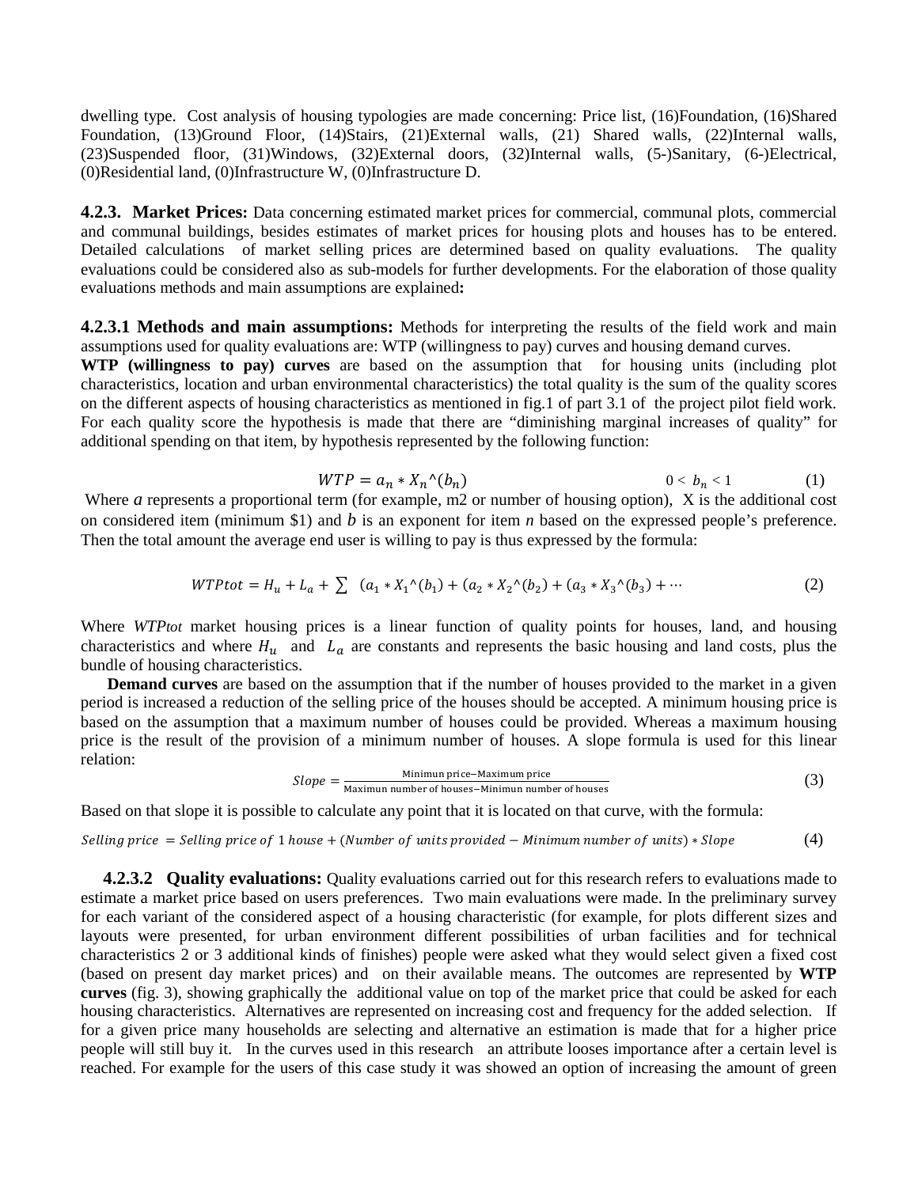dwelling type. Cost analysis of housing typologies are made concerning: Price list, (16)Foundation, (16)Shared Foundation, (13)Ground Floor, (14)Stairs, (21)External walls, (21) Shared walls, (22)Internal walls, (23)Suspended floor, (31)Windows, (32)External doors, (32)Internal walls, (5-)Sanitary, (6-)Electrical, (0)Residential land, (0)Infrastructure W, (0)Infrastructure D.

**4.2.3. Market Prices:** Data concerning estimated market prices for commercial, communal plots, commercial and communal buildings, besides estimates of market prices for housing plots and houses has to be entered. Detailed calculations of market selling prices are determined based on quality evaluations. The quality evaluations could be considered also as sub-models for further developments. For the elaboration of those quality evaluations methods and main assumptions are explained**:**

**4.2.3.1 Methods and main assumptions:** Methods for interpreting the results of the field work and main assumptions used for quality evaluations are: WTP (willingness to pay) curves and housing demand curves.

**WTP (willingness to pay) curves** are based on the assumption that for housing units (including plot characteristics, location and urban environmental characteristics) the total quality is the sum of the quality scores on the different aspects of housing characteristics as mentioned in fig.1 of part 3.1 of the project pilot field work. For each quality score the hypothesis is made that there are "diminishing marginal increases of quality" for additional spending on that item, by hypothesis represented by the following function:

$$WTP = a_n * X_n\text{^}(b_n) \qquad 0 < b_n < 1 \qquad (1)$$

Where $a$ represents a proportional term (for example, m2 or number of housing option), X is the additional cost on considered item (minimum $1) and $b$ is an exponent for item *n* based on the expressed people's preference. Then the total amount the average end user is willing to pay is thus expressed by the formula:

$$WTPtot = H_u + L_a + \sum \; (a_1 * X_1\text{^}(b_1) + (a_2 * X_2\text{^}(b_2) + (a_3 * X_3\text{^}(b_3) + \cdots \qquad (2)$$

Where *WTPtot* market housing prices is a linear function of quality points for houses, land, and housing characteristics and where $H_u$ and $L_a$ are constants and represents the basic housing and land costs, plus the bundle of housing characteristics.

**Demand curves** are based on the assumption that if the number of houses provided to the market in a given period is increased a reduction of the selling price of the houses should be accepted. A minimum housing price is based on the assumption that a maximum number of houses could be provided. Whereas a maximum housing price is the result of the provision of a minimum number of houses. A slope formula is used for this linear relation:

$$Slope = \frac{\text{Minimun price} - \text{Maximum price}}{\text{Maximun number of houses} - \text{Minimun number of houses}} \qquad (3)$$

Based on that slope it is possible to calculate any point that it is located on that curve, with the formula:

$$Selling\ price\ = Selling\ price\ of\ 1\ house + (Number\ of\ units\ provided - Minimum\ number\ of\ units) * Slope \qquad (4)$$

**4.2.3.2 Quality evaluations:** Quality evaluations carried out for this research refers to evaluations made to estimate a market price based on users preferences. Two main evaluations were made. In the preliminary survey for each variant of the considered aspect of a housing characteristic (for example, for plots different sizes and layouts were presented, for urban environment different possibilities of urban facilities and for technical characteristics 2 or 3 additional kinds of finishes) people were asked what they would select given a fixed cost (based on present day market prices) and on their available means. The outcomes are represented by **WTP curves** (fig. 3), showing graphically the additional value on top of the market price that could be asked for each housing characteristics. Alternatives are represented on increasing cost and frequency for the added selection. If for a given price many households are selecting and alternative an estimation is made that for a higher price people will still buy it. In the curves used in this research an attribute looses importance after a certain level is reached. For example for the users of this case study it was showed an option of increasing the amount of green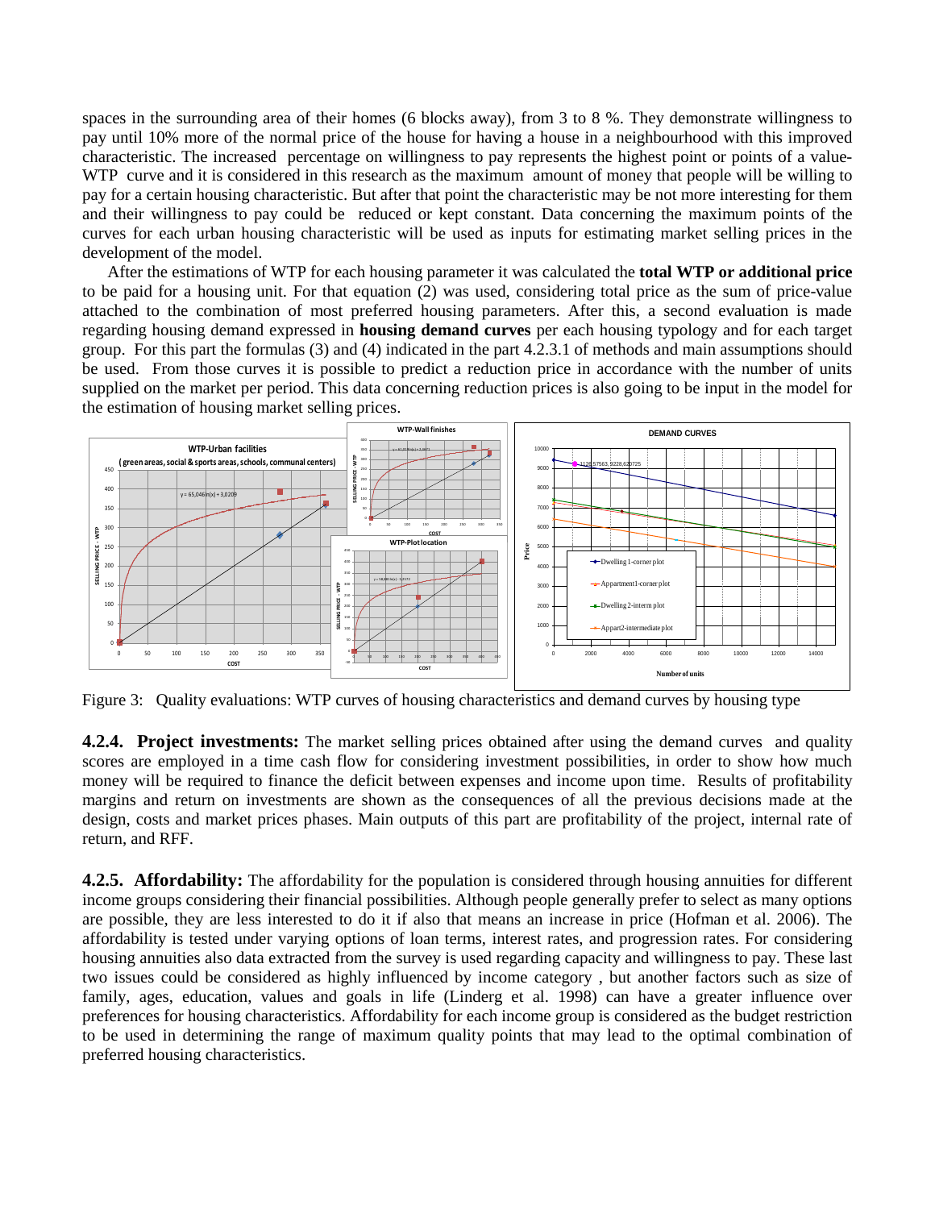spaces in the surrounding area of their homes (6 blocks away), from 3 to 8 %. They demonstrate willingness to pay until 10% more of the normal price of the house for having a house in a neighbourhood with this improved characteristic. The increased percentage on willingness to pay represents the highest point or points of a value-WTP curve and it is considered in this research as the maximum amount of money that people will be willing to pay for a certain housing characteristic. But after that point the characteristic may be not more interesting for them and their willingness to pay could be reduced or kept constant. Data concerning the maximum points of the curves for each urban housing characteristic will be used as inputs for estimating market selling prices in the development of the model.

After the estimations of WTP for each housing parameter it was calculated the **total WTP or additional price** to be paid for a housing unit. For that equation (2) was used, considering total price as the sum of price-value attached to the combination of most preferred housing parameters. After this, a second evaluation is made regarding housing demand expressed in **housing demand curves** per each housing typology and for each target group. For this part the formulas (3) and (4) indicated in the part 4.2.3.1 of methods and main assumptions should be used. From those curves it is possible to predict a reduction price in accordance with the number of units supplied on the market per period. This data concerning reduction prices is also going to be input in the model for the estimation of housing market selling prices.

Figure 3: Quality evaluations: WTP curves of housing characteristics and demand curves by housing type

**4.2.4. Project investments:** The market selling prices obtained after using the demand curves and quality scores are employed in a time cash flow for considering investment possibilities, in order to show how much money will be required to finance the deficit between expenses and income upon time. Results of profitability margins and return on investments are shown as the consequences of all the previous decisions made at the design, costs and market prices phases. Main outputs of this part are profitability of the project, internal rate of return, and RFF.

**4.2.5. Affordability:** The affordability for the population is considered through housing annuities for different income groups considering their financial possibilities. Although people generally prefer to select as many options are possible, they are less interested to do it if also that means an increase in price (Hofman et al. 2006). The affordability is tested under varying options of loan terms, interest rates, and progression rates. For considering housing annuities also data extracted from the survey is used regarding capacity and willingness to pay. These last two issues could be considered as highly influenced by income category , but another factors such as size of family, ages, education, values and goals in life (Linderg et al. 1998) can have a greater influence over preferences for housing characteristics. Affordability for each income group is considered as the budget restriction to be used in determining the range of maximum quality points that may lead to the optimal combination of preferred housing characteristics.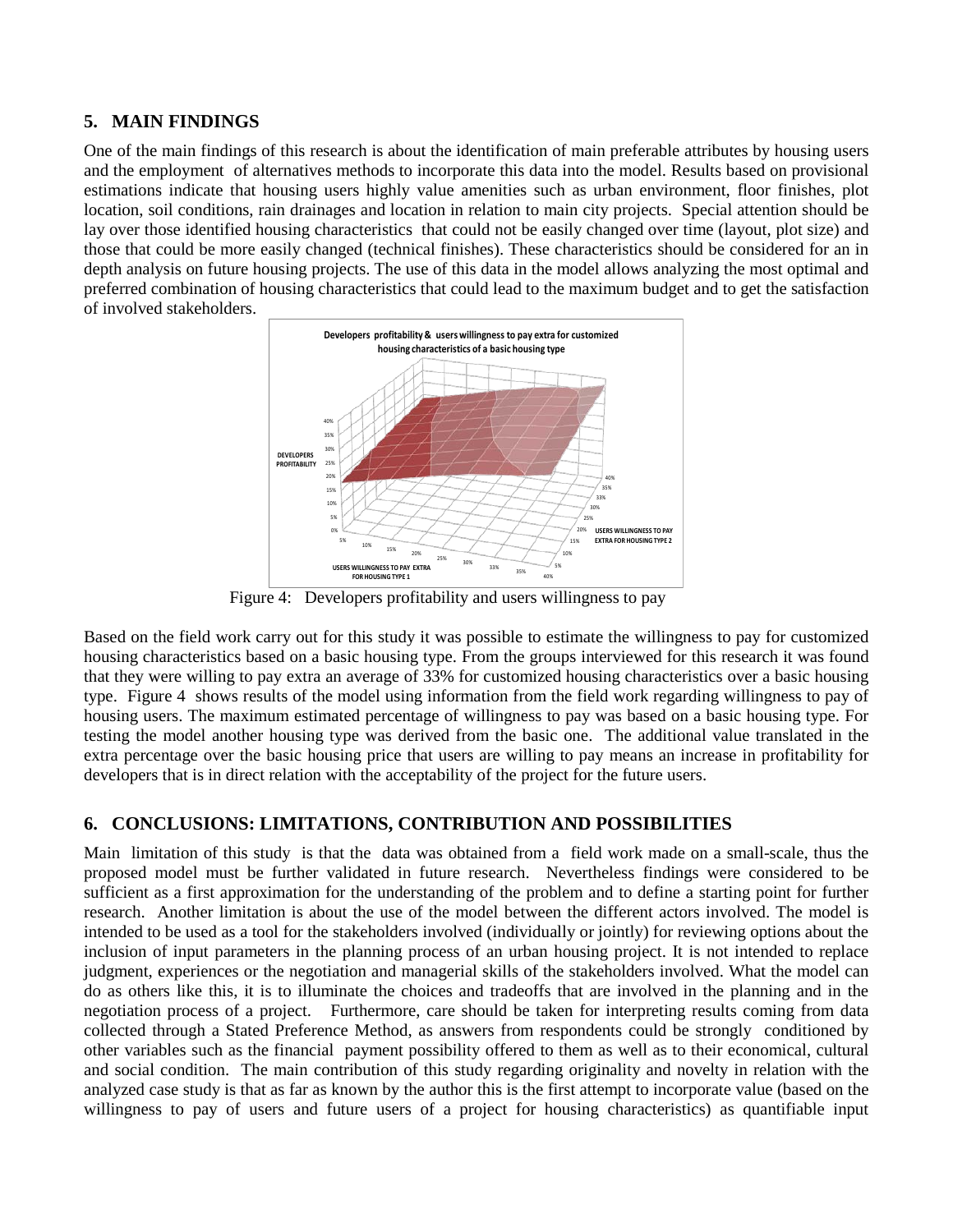## 5. MAIN FINDINGS

One of the main findings of this research is about the identification of main preferable attributes by housing users and the employment of alternatives methods to incorporate this data into the model. Results based on provisional estimations indicate that housing users highly value amenities such as urban environment, floor finishes, plot location, soil conditions, rain drainages and location in relation to main city projects. Special attention should be lay over those identified housing characteristics that could not be easily changed over time (layout, plot size) and those that could be more easily changed (technical finishes). These characteristics should be considered for an in depth analysis on future housing projects. The use of this data in the model allows analyzing the most optimal and preferred combination of housing characteristics that could lead to the maximum budget and to get the satisfaction of involved stakeholders.

Figure 4: Developers profitability and users willingness to pay

Based on the field work carry out for this study it was possible to estimate the willingness to pay for customized housing characteristics based on a basic housing type. From the groups interviewed for this research it was found that they were willing to pay extra an average of 33% for customized housing characteristics over a basic housing type. Figure 4 shows results of the model using information from the field work regarding willingness to pay of housing users. The maximum estimated percentage of willingness to pay was based on a basic housing type. For testing the model another housing type was derived from the basic one. The additional value translated in the extra percentage over the basic housing price that users are willing to pay means an increase in profitability for developers that is in direct relation with the acceptability of the project for the future users.

## 6. CONCLUSIONS: LIMITATIONS, CONTRIBUTION AND POSSIBILITIES

Main limitation of this study is that the data was obtained from a field work made on a small-scale, thus the proposed model must be further validated in future research. Nevertheless findings were considered to be sufficient as a first approximation for the understanding of the problem and to define a starting point for further research. Another limitation is about the use of the model between the different actors involved. The model is intended to be used as a tool for the stakeholders involved (individually or jointly) for reviewing options about the inclusion of input parameters in the planning process of an urban housing project. It is not intended to replace judgment, experiences or the negotiation and managerial skills of the stakeholders involved. What the model can do as others like this, it is to illuminate the choices and tradeoffs that are involved in the planning and in the negotiation process of a project. Furthermore, care should be taken for interpreting results coming from data collected through a Stated Preference Method, as answers from respondents could be strongly conditioned by other variables such as the financial payment possibility offered to them as well as to their economical, cultural and social condition. The main contribution of this study regarding originality and novelty in relation with the analyzed case study is that as far as known by the author this is the first attempt to incorporate value (based on the willingness to pay of users and future users of a project for housing characteristics) as quantifiable input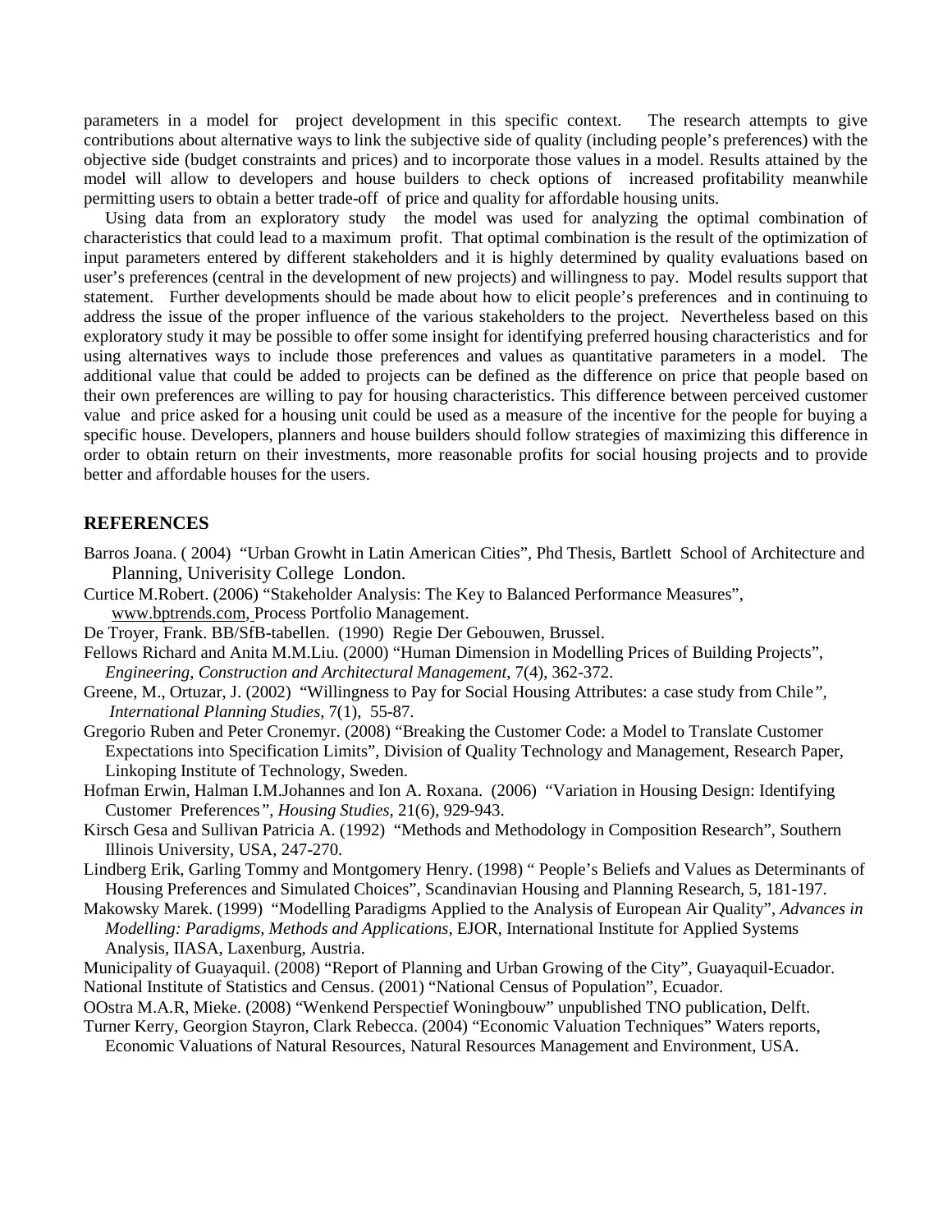parameters in a model for project development in this specific context. The research attempts to give contributions about alternative ways to link the subjective side of quality (including people's preferences) with the objective side (budget constraints and prices) and to incorporate those values in a model. Results attained by the model will allow to developers and house builders to check options of increased profitability meanwhile permitting users to obtain a better trade-off of price and quality for affordable housing units.

Using data from an exploratory study the model was used for analyzing the optimal combination of characteristics that could lead to a maximum profit. That optimal combination is the result of the optimization of input parameters entered by different stakeholders and it is highly determined by quality evaluations based on user's preferences (central in the development of new projects) and willingness to pay. Model results support that statement. Further developments should be made about how to elicit people's preferences and in continuing to address the issue of the proper influence of the various stakeholders to the project. Nevertheless based on this exploratory study it may be possible to offer some insight for identifying preferred housing characteristics and for using alternatives ways to include those preferences and values as quantitative parameters in a model. The additional value that could be added to projects can be defined as the difference on price that people based on their own preferences are willing to pay for housing characteristics. This difference between perceived customer value and price asked for a housing unit could be used as a measure of the incentive for the people for buying a specific house. Developers, planners and house builders should follow strategies of maximizing this difference in order to obtain return on their investments, more reasonable profits for social housing projects and to provide better and affordable houses for the users.

## REFERENCES

Barros Joana. ( 2004) "Urban Growht in Latin American Cities", Phd Thesis, Bartlett School of Architecture and Planning, Univerisity College London.

Curtice M.Robert. (2006) "Stakeholder Analysis: The Key to Balanced Performance Measures", www.bptrends.com, Process Portfolio Management.

De Troyer, Frank. BB/SfB-tabellen. (1990) Regie Der Gebouwen, Brussel.

Fellows Richard and Anita M.M.Liu. (2000) "Human Dimension in Modelling Prices of Building Projects", *Engineering, Construction and Architectural Management*, 7(4), 362-372.

Greene, M., Ortuzar, J. (2002) "Willingness to Pay for Social Housing Attributes: a case study from Chile*", International Planning Studies*, 7(1), 55-87.

Gregorio Ruben and Peter Cronemyr. (2008) "Breaking the Customer Code: a Model to Translate Customer Expectations into Specification Limits", Division of Quality Technology and Management, Research Paper, Linkoping Institute of Technology, Sweden.

Hofman Erwin, Halman I.M.Johannes and Ion A. Roxana. (2006) "Variation in Housing Design: Identifying Customer Preferences*", Housing Studies*, 21(6), 929-943.

Kirsch Gesa and Sullivan Patricia A. (1992) "Methods and Methodology in Composition Research", Southern Illinois University, USA, 247-270.

Lindberg Erik, Garling Tommy and Montgomery Henry. (1998) " People's Beliefs and Values as Determinants of Housing Preferences and Simulated Choices", Scandinavian Housing and Planning Research, 5, 181-197.

Makowsky Marek. (1999) "Modelling Paradigms Applied to the Analysis of European Air Quality", *Advances in Modelling: Paradigms, Methods and Applications,* EJOR, International Institute for Applied Systems Analysis, IIASA, Laxenburg, Austria.

Municipality of Guayaquil. (2008) "Report of Planning and Urban Growing of the City", Guayaquil-Ecuador.

National Institute of Statistics and Census. (2001) "National Census of Population", Ecuador.

OOstra M.A.R, Mieke. (2008) "Wenkend Perspectief Woningbouw" unpublished TNO publication, Delft.

Turner Kerry, Georgion Stayron, Clark Rebecca. (2004) "Economic Valuation Techniques" Waters reports, Economic Valuations of Natural Resources, Natural Resources Management and Environment, USA.